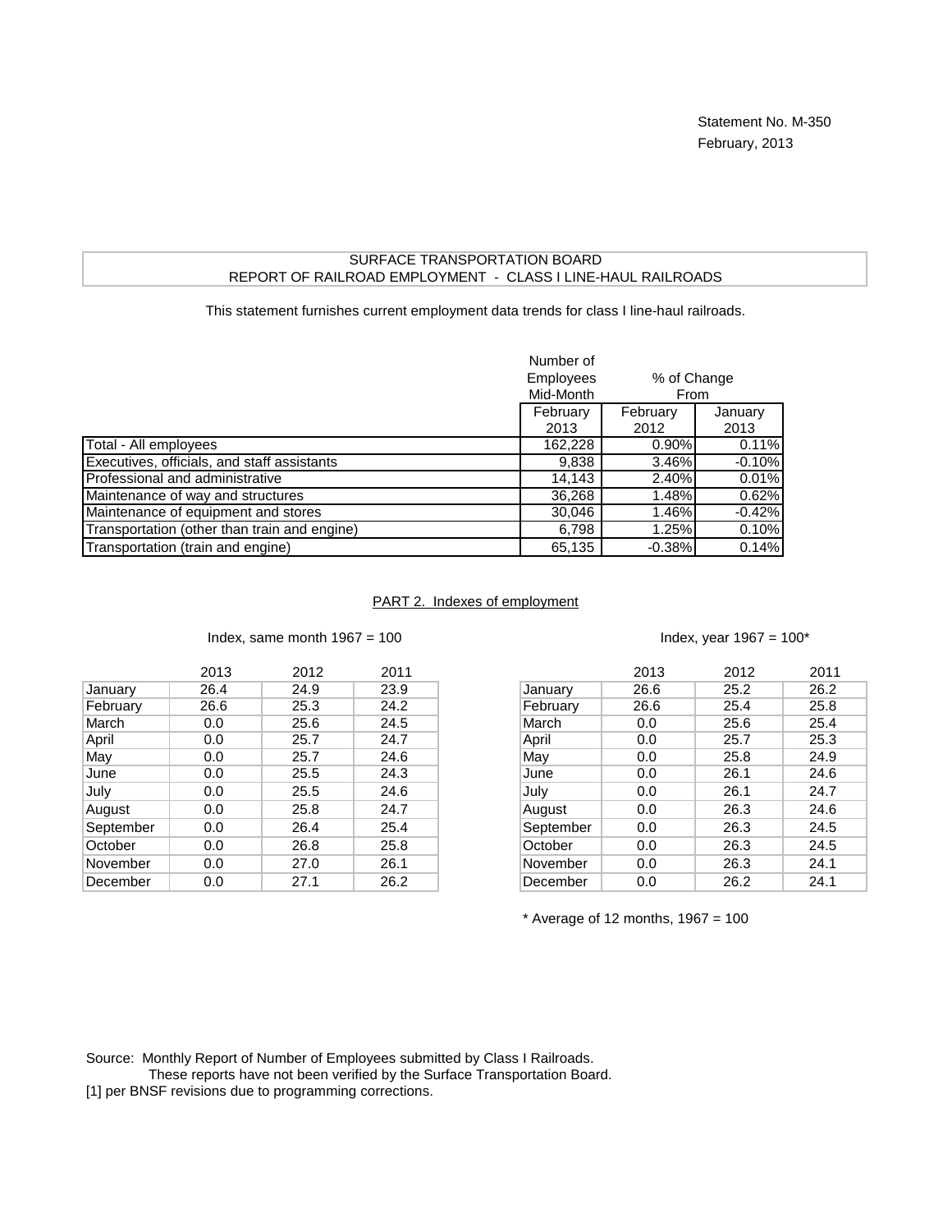Statement No. M-350
February, 2013

# SURFACE TRANSPORTATION BOARD
## REPORT OF RAILROAD EMPLOYMENT - CLASS I LINE-HAUL RAILROADS

This statement furnishes current employment data trends for class I line-haul railroads.

| | Number of Employees Mid-Month | % of Change From | |
|---|---|---|---|
| | February 2013 | February 2012 | January 2013 |
| Total - All employees | 162,228 | 0.90% | 0.11% |
| Executives, officials, and staff assistants | 9,838 | 3.46% | -0.10% |
| Professional and administrative | 14,143 | 2.40% | 0.01% |
| Maintenance of way and structures | 36,268 | 1.48% | 0.62% |
| Maintenance of equipment and stores | 30,046 | 1.46% | -0.42% |
| Transportation (other than train and engine) | 6,798 | 1.25% | 0.10% |
| Transportation (train and engine) | 65,135 | -0.38% | 0.14% |

## PART 2. Indexes of employment

Index, same month 1967 = 100

| | 2013 | 2012 | 2011 |
|---|---|---|---|
| January | 26.4 | 24.9 | 23.9 |
| February | 26.6 | 25.3 | 24.2 |
| March | 0.0 | 25.6 | 24.5 |
| April | 0.0 | 25.7 | 24.7 |
| May | 0.0 | 25.7 | 24.6 |
| June | 0.0 | 25.5 | 24.3 |
| July | 0.0 | 25.5 | 24.6 |
| August | 0.0 | 25.8 | 24.7 |
| September | 0.0 | 26.4 | 25.4 |
| October | 0.0 | 26.8 | 25.8 |
| November | 0.0 | 27.0 | 26.1 |
| December | 0.0 | 27.1 | 26.2 |

Index, year 1967 = 100*

| | 2013 | 2012 | 2011 |
|---|---|---|---|
| January | 26.6 | 25.2 | 26.2 |
| February | 26.6 | 25.4 | 25.8 |
| March | 0.0 | 25.6 | 25.4 |
| April | 0.0 | 25.7 | 25.3 |
| May | 0.0 | 25.8 | 24.9 |
| June | 0.0 | 26.1 | 24.6 |
| July | 0.0 | 26.1 | 24.7 |
| August | 0.0 | 26.3 | 24.6 |
| September | 0.0 | 26.3 | 24.5 |
| October | 0.0 | 26.3 | 24.5 |
| November | 0.0 | 26.3 | 24.1 |
| December | 0.0 | 26.2 | 24.1 |

* Average of 12 months, 1967 = 100

Source: Monthly Report of Number of Employees submitted by Class I Railroads.
These reports have not been verified by the Surface Transportation Board.

[1] per BNSF revisions due to programming corrections.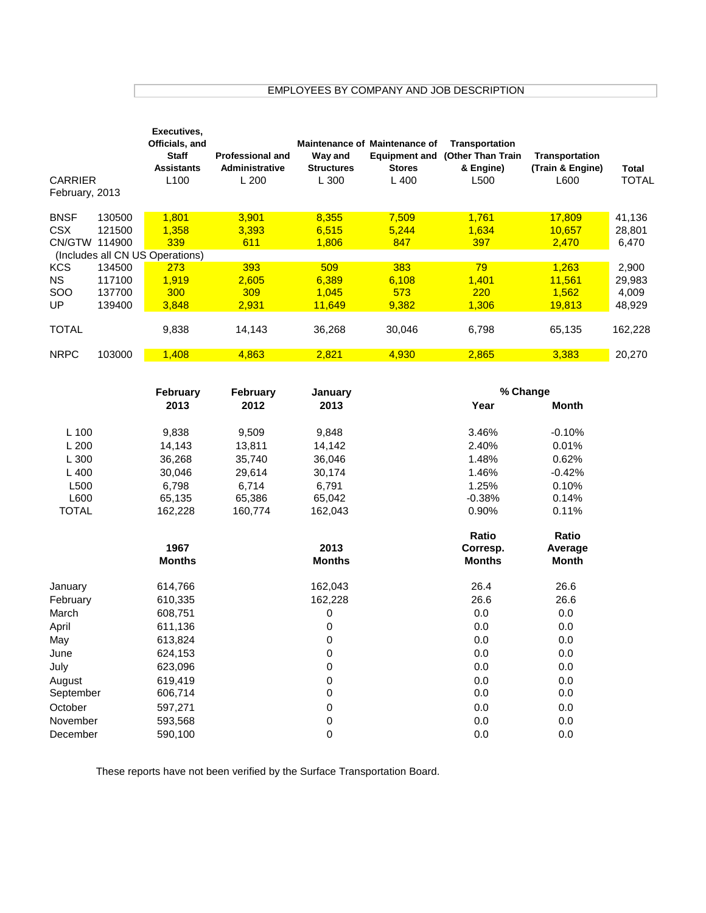EMPLOYEES BY COMPANY AND JOB DESCRIPTION

| CARRIER February, 2013 | | Executives, Officials, and Staff Assistants L100 | Professional and Administrative L 200 | Maintenance of Way and Structures L 300 | Maintenance of Equipment and Stores L 400 | Transportation (Other Than Train & Engine) L500 | Transportation (Train & Engine) L600 | Total TOTAL |
|---|---|---|---|---|---|---|---|---|
| BNSF | 130500 | 1,801 | 3,901 | 8,355 | 7,509 | 1,761 | 17,809 | 41,136 |
| CSX | 121500 | 1,358 | 3,393 | 6,515 | 5,244 | 1,634 | 10,657 | 28,801 |
| CN/GTW | 114900 | 339 | 611 | 1,806 | 847 | 397 | 2,470 | 6,470 |
| (Includes all CN US Operations) | | | | | | | | |
| KCS | 134500 | 273 | 393 | 509 | 383 | 79 | 1,263 | 2,900 |
| NS | 117100 | 1,919 | 2,605 | 6,389 | 6,108 | 1,401 | 11,561 | 29,983 |
| SOO | 137700 | 300 | 309 | 1,045 | 573 | 220 | 1,562 | 4,009 |
| UP | 139400 | 3,848 | 2,931 | 11,649 | 9,382 | 1,306 | 19,813 | 48,929 |
| TOTAL | | 9,838 | 14,143 | 36,268 | 30,046 | 6,798 | 65,135 | 162,228 |
| NRPC | 103000 | 1,408 | 4,863 | 2,821 | 4,930 | 2,865 | 3,383 | 20,270 |

| | February 2013 | February 2012 | January 2013 | % Change Year | % Change Month |
|---|---|---|---|---|---|
| L 100 | 9,838 | 9,509 | 9,848 | 3.46% | -0.10% |
| L 200 | 14,143 | 13,811 | 14,142 | 2.40% | 0.01% |
| L 300 | 36,268 | 35,740 | 36,046 | 1.48% | 0.62% |
| L 400 | 30,046 | 29,614 | 30,174 | 1.46% | -0.42% |
| L500 | 6,798 | 6,714 | 6,791 | 1.25% | 0.10% |
| L600 | 65,135 | 65,386 | 65,042 | -0.38% | 0.14% |
| TOTAL | 162,228 | 160,774 | 162,043 | 0.90% | 0.11% |

| | 1967 Months | 2013 Months | Ratio Corresp. Months | Ratio Average Month |
|---|---|---|---|---|
| January | 614,766 | 162,043 | 26.4 | 26.6 |
| February | 610,335 | 162,228 | 26.6 | 26.6 |
| March | 608,751 | 0 | 0.0 | 0.0 |
| April | 611,136 | 0 | 0.0 | 0.0 |
| May | 613,824 | 0 | 0.0 | 0.0 |
| June | 624,153 | 0 | 0.0 | 0.0 |
| July | 623,096 | 0 | 0.0 | 0.0 |
| August | 619,419 | 0 | 0.0 | 0.0 |
| September | 606,714 | 0 | 0.0 | 0.0 |
| October | 597,271 | 0 | 0.0 | 0.0 |
| November | 593,568 | 0 | 0.0 | 0.0 |
| December | 590,100 | 0 | 0.0 | 0.0 |

These reports have not been verified by the Surface Transportation Board.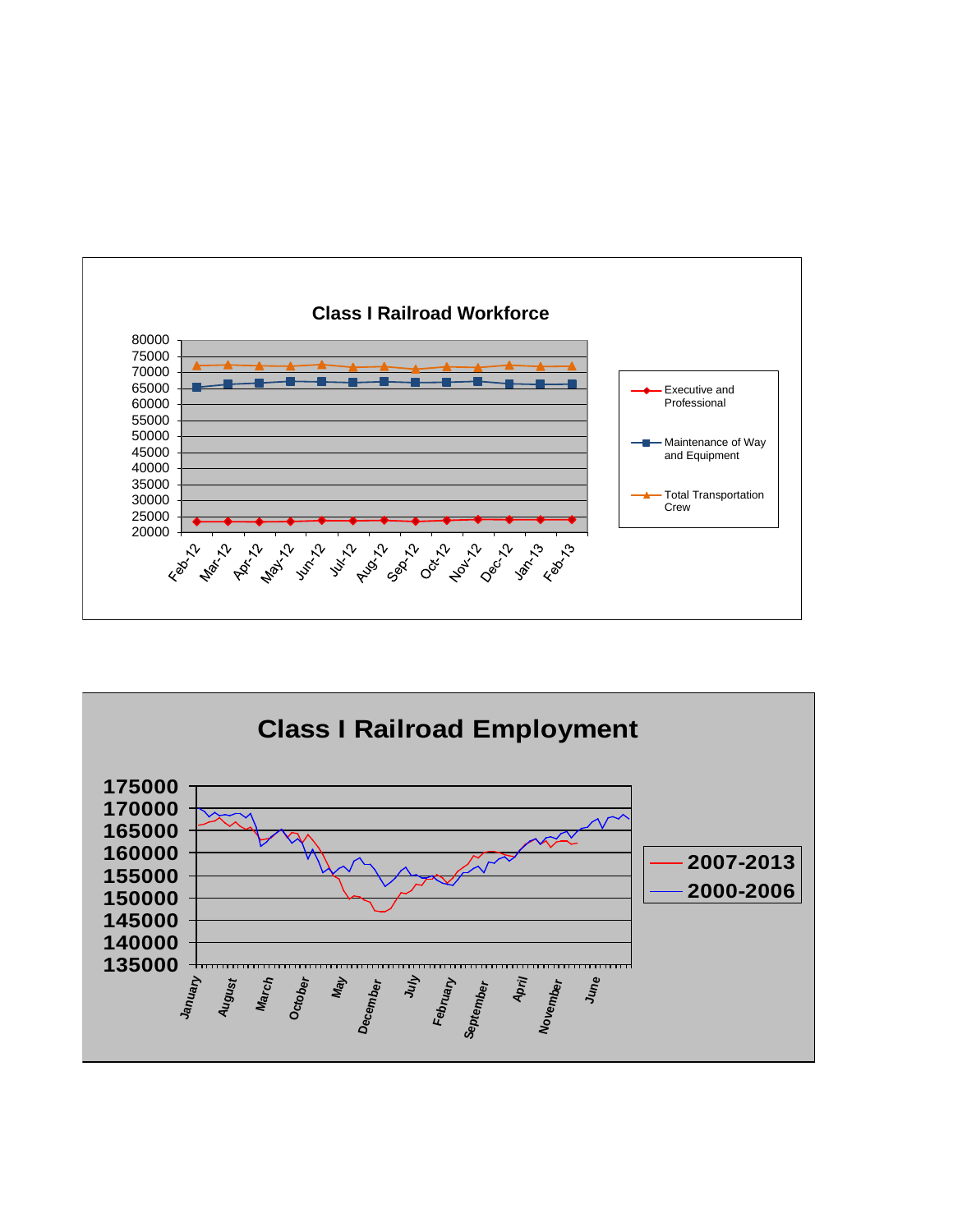Class I Railroad Workforce

80000
75000
70000
65000
60000
55000
50000
45000
40000
35000
30000
25000
20000

Feb-12 Mar-12 Apr-12 May-12 Jun-12 Jul-12 Aug-12 Sep-12 Oct-12 Nov-12 Dec-12 Jan-13 Feb-13

Executive and Professional

Maintenance of Way and Equipment

Total Transportation Crew

Class I Railroad Employment

175000
170000
165000
160000
155000
150000
145000
140000
135000

January August March October May December July February September April November June

2007-2013

2000-2006